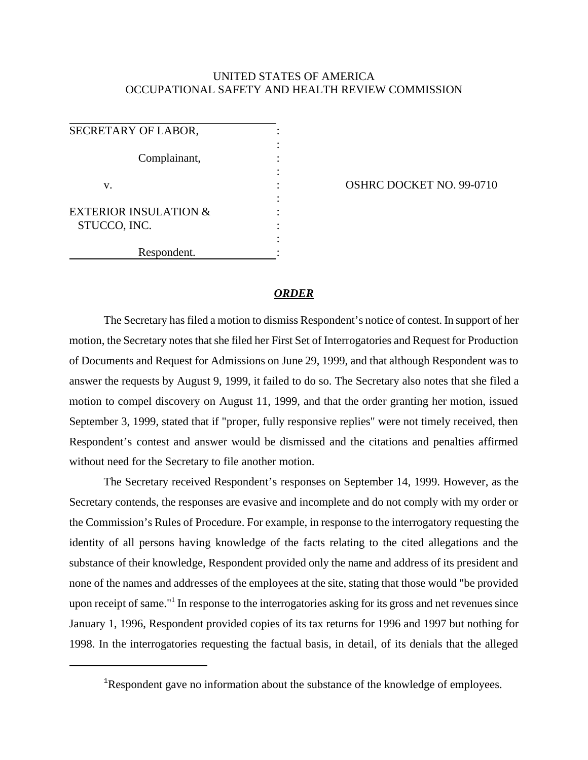UNITED STATES OF AMERICA
OCCUPATIONAL SAFETY AND HEALTH REVIEW COMMISSION

| | |
|---|---|
| SECRETARY OF LABOR,<br><br>Complainant,<br><br>v.<br><br>EXTERIOR INSULATION & STUCCO, INC.<br><br>Respondent. | OSHRC DOCKET NO. 99-0710 |

## ***ORDER***

The Secretary has filed a motion to dismiss Respondent's notice of contest. In support of her motion, the Secretary notes that she filed her First Set of Interrogatories and Request for Production of Documents and Request for Admissions on June 29, 1999, and that although Respondent was to answer the requests by August 9, 1999, it failed to do so. The Secretary also notes that she filed a motion to compel discovery on August 11, 1999, and that the order granting her motion, issued September 3, 1999, stated that if "proper, fully responsive replies" were not timely received, then Respondent's contest and answer would be dismissed and the citations and penalties affirmed without need for the Secretary to file another motion.

The Secretary received Respondent's responses on September 14, 1999. However, as the Secretary contends, the responses are evasive and incomplete and do not comply with my order or the Commission's Rules of Procedure. For example, in response to the interrogatory requesting the identity of all persons having knowledge of the facts relating to the cited allegations and the substance of their knowledge, Respondent provided only the name and address of its president and none of the names and addresses of the employees at the site, stating that those would "be provided upon receipt of same."[1] In response to the interrogatories asking for its gross and net revenues since January 1, 1996, Respondent provided copies of its tax returns for 1996 and 1997 but nothing for 1998. In the interrogatories requesting the factual basis, in detail, of its denials that the alleged

---

[1]Respondent gave no information about the substance of the knowledge of employees.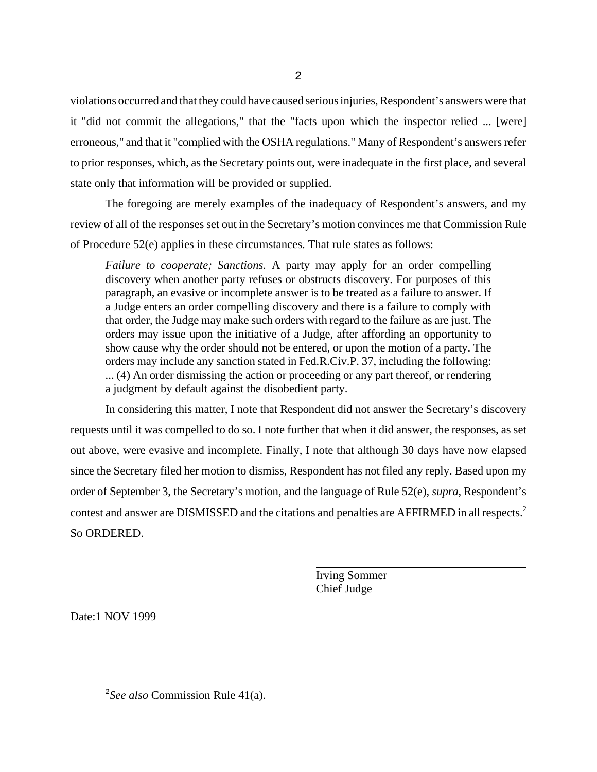violations occurred and that they could have caused serious injuries, Respondent's answers were that it "did not commit the allegations," that the "facts upon which the inspector relied ... [were] erroneous," and that it "complied with the OSHA regulations." Many of Respondent's answers refer to prior responses, which, as the Secretary points out, were inadequate in the first place, and several state only that information will be provided or supplied.

The foregoing are merely examples of the inadequacy of Respondent's answers, and my review of all of the responses set out in the Secretary's motion convinces me that Commission Rule of Procedure 52(e) applies in these circumstances. That rule states as follows:

> *Failure to cooperate; Sanctions.* A party may apply for an order compelling discovery when another party refuses or obstructs discovery. For purposes of this paragraph, an evasive or incomplete answer is to be treated as a failure to answer. If a Judge enters an order compelling discovery and there is a failure to comply with that order, the Judge may make such orders with regard to the failure as are just. The orders may issue upon the initiative of a Judge, after affording an opportunity to show cause why the order should not be entered, or upon the motion of a party. The orders may include any sanction stated in Fed.R.Civ.P. 37, including the following: ... (4) An order dismissing the action or proceeding or any part thereof, or rendering a judgment by default against the disobedient party.

In considering this matter, I note that Respondent did not answer the Secretary's discovery requests until it was compelled to do so. I note further that when it did answer, the responses, as set out above, were evasive and incomplete. Finally, I note that although 30 days have now elapsed since the Secretary filed her motion to dismiss, Respondent has not filed any reply. Based upon my order of September 3, the Secretary's motion, and the language of Rule 52(e), *supra*, Respondent's contest and answer are DISMISSED and the citations and penalties are AFFIRMED in all respects.[2] So ORDERED.

Irving Sommer
Chief Judge

Date:1 NOV 1999

---

[2]*See also* Commission Rule 41(a).